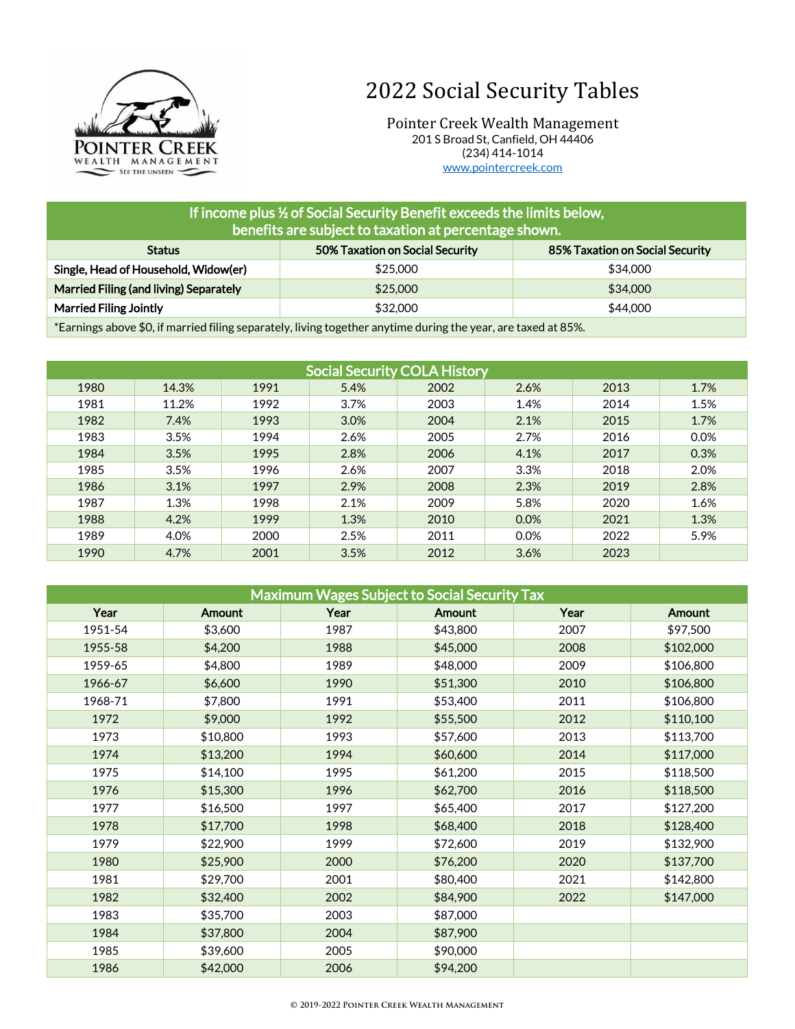# 2022 Social Security Tables

Pointer Creek Wealth Management
201 S Broad St, Canfield, OH 44406
(234) 414-1014
www.pointercreek.com

| If income plus ½ of Social Security Benefit exceeds the limits below, benefits are subject to taxation at percentage shown. | | |
|---|---|---|
| **Status** | **50% Taxation on Social Security** | **85% Taxation on Social Security** |
| **Single, Head of Household, Widow(er)** | $25,000 | $34,000 |
| **Married Filing (and living) Separately** | $25,000 | $34,000 |
| **Married Filing Jointly** | $32,000 | $44,000 |

*Earnings above $0, if married filing separately, living together anytime during the year, are taxed at 85%.

## Social Security COLA History

| Year | COLA | Year | COLA | Year | COLA | Year | COLA |
|---|---|---|---|---|---|---|---|
| 1980 | 14.3% | 1991 | 5.4% | 2002 | 2.6% | 2013 | 1.7% |
| 1981 | 11.2% | 1992 | 3.7% | 2003 | 1.4% | 2014 | 1.5% |
| 1982 | 7.4% | 1993 | 3.0% | 2004 | 2.1% | 2015 | 1.7% |
| 1983 | 3.5% | 1994 | 2.6% | 2005 | 2.7% | 2016 | 0.0% |
| 1984 | 3.5% | 1995 | 2.8% | 2006 | 4.1% | 2017 | 0.3% |
| 1985 | 3.5% | 1996 | 2.6% | 2007 | 3.3% | 2018 | 2.0% |
| 1986 | 3.1% | 1997 | 2.9% | 2008 | 2.3% | 2019 | 2.8% |
| 1987 | 1.3% | 1998 | 2.1% | 2009 | 5.8% | 2020 | 1.6% |
| 1988 | 4.2% | 1999 | 1.3% | 2010 | 0.0% | 2021 | 1.3% |
| 1989 | 4.0% | 2000 | 2.5% | 2011 | 0.0% | 2022 | 5.9% |
| 1990 | 4.7% | 2001 | 3.5% | 2012 | 3.6% | 2023 | |

## Maximum Wages Subject to Social Security Tax

| Year | Amount | Year | Amount | Year | Amount |
|---|---|---|---|---|---|
| 1951-54 | $3,600 | 1987 | $43,800 | 2007 | $97,500 |
| 1955-58 | $4,200 | 1988 | $45,000 | 2008 | $102,000 |
| 1959-65 | $4,800 | 1989 | $48,000 | 2009 | $106,800 |
| 1966-67 | $6,600 | 1990 | $51,300 | 2010 | $106,800 |
| 1968-71 | $7,800 | 1991 | $53,400 | 2011 | $106,800 |
| 1972 | $9,000 | 1992 | $55,500 | 2012 | $110,100 |
| 1973 | $10,800 | 1993 | $57,600 | 2013 | $113,700 |
| 1974 | $13,200 | 1994 | $60,600 | 2014 | $117,000 |
| 1975 | $14,100 | 1995 | $61,200 | 2015 | $118,500 |
| 1976 | $15,300 | 1996 | $62,700 | 2016 | $118,500 |
| 1977 | $16,500 | 1997 | $65,400 | 2017 | $127,200 |
| 1978 | $17,700 | 1998 | $68,400 | 2018 | $128,400 |
| 1979 | $22,900 | 1999 | $72,600 | 2019 | $132,900 |
| 1980 | $25,900 | 2000 | $76,200 | 2020 | $137,700 |
| 1981 | $29,700 | 2001 | $80,400 | 2021 | $142,800 |
| 1982 | $32,400 | 2002 | $84,900 | 2022 | $147,000 |
| 1983 | $35,700 | 2003 | $87,000 | | |
| 1984 | $37,800 | 2004 | $87,900 | | |
| 1985 | $39,600 | 2005 | $90,000 | | |
| 1986 | $42,000 | 2006 | $94,200 | | |

© 2019-2022 Pointer Creek Wealth Management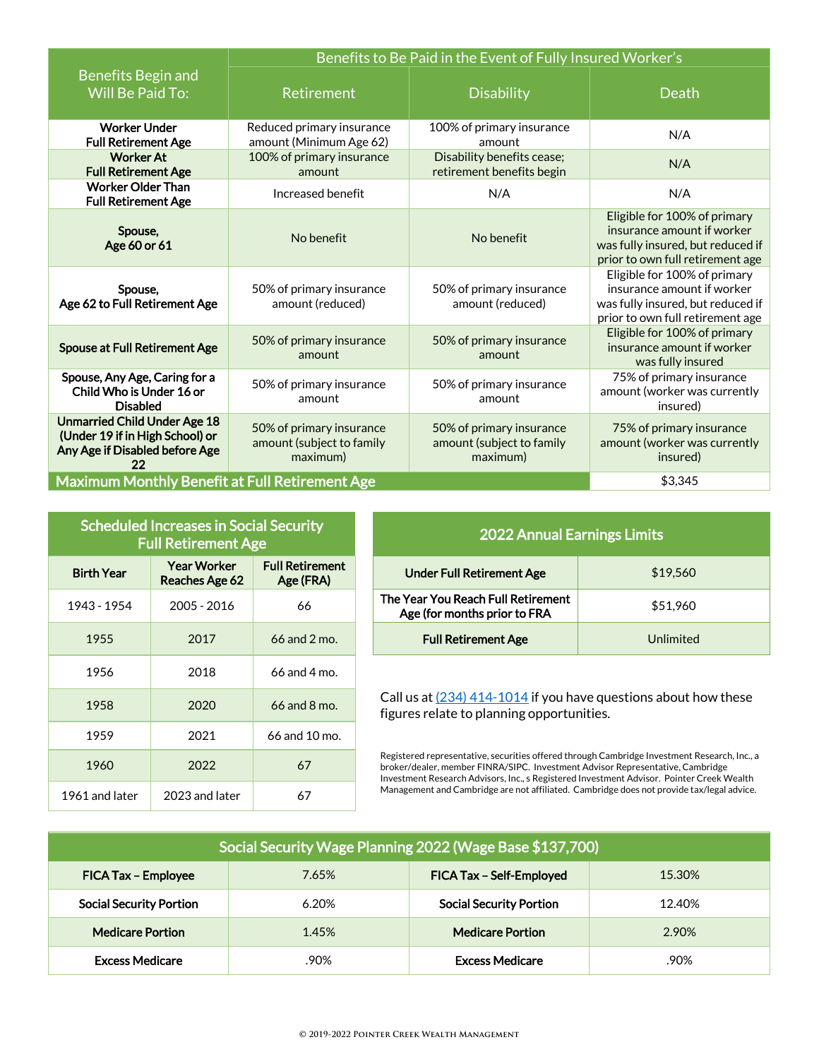| Benefits Begin and Will Be Paid To: | Benefits to Be Paid in the Event of Fully Insured Worker's | | |
|---|---|---|---|
| | Retirement | Disability | Death |
| **Worker Under Full Retirement Age** | Reduced primary insurance amount (Minimum Age 62) | 100% of primary insurance amount | N/A |
| **Worker At Full Retirement Age** | 100% of primary insurance amount | Disability benefits cease; retirement benefits begin | N/A |
| **Worker Older Than Full Retirement Age** | Increased benefit | N/A | N/A |
| **Spouse, Age 60 or 61** | No benefit | No benefit | Eligible for 100% of primary insurance amount if worker was fully insured, but reduced if prior to own full retirement age |
| **Spouse, Age 62 to Full Retirement Age** | 50% of primary insurance amount (reduced) | 50% of primary insurance amount (reduced) | Eligible for 100% of primary insurance amount if worker was fully insured, but reduced if prior to own full retirement age |
| **Spouse at Full Retirement Age** | 50% of primary insurance amount | 50% of primary insurance amount | Eligible for 100% of primary insurance amount if worker was fully insured |
| **Spouse, Any Age, Caring for a Child Who is Under 16 or Disabled** | 50% of primary insurance amount | 50% of primary insurance amount | 75% of primary insurance amount (worker was currently insured) |
| **Unmarried Child Under Age 18 (Under 19 if in High School) or Any Age if Disabled before Age 22** | 50% of primary insurance amount (subject to family maximum) | 50% of primary insurance amount (subject to family maximum) | 75% of primary insurance amount (worker was currently insured) |
| **Maximum Monthly Benefit at Full Retirement Age** | | | $3,345 |

## Scheduled Increases in Social Security Full Retirement Age

| Birth Year | Year Worker Reaches Age 62 | Full Retirement Age (FRA) |
|---|---|---|
| 1943 - 1954 | 2005 - 2016 | 66 |
| 1955 | 2017 | 66 and 2 mo. |
| 1956 | 2018 | 66 and 4 mo. |
| 1958 | 2020 | 66 and 8 mo. |
| 1959 | 2021 | 66 and 10 mo. |
| 1960 | 2022 | 67 |
| 1961 and later | 2023 and later | 67 |

## 2022 Annual Earnings Limits

| | |
|---|---|
| **Under Full Retirement Age** | $19,560 |
| **The Year You Reach Full Retirement Age (for months prior to FRA** | $51,960 |
| **Full Retirement Age** | Unlimited |

Call us at (234) 414-1014 if you have questions about how these figures relate to planning opportunities.

Registered representative, securities offered through Cambridge Investment Research, Inc., a broker/dealer, member FINRA/SIPC. Investment Advisor Representative, Cambridge Investment Research Advisors, Inc., s Registered Investment Advisor. Pointer Creek Wealth Management and Cambridge are not affiliated. Cambridge does not provide tax/legal advice.

## Social Security Wage Planning 2022 (Wage Base $137,700)

| | | | |
|---|---|---|---|
| **FICA Tax – Employee** | 7.65% | **FICA Tax – Self-Employed** | 15.30% |
| **Social Security Portion** | 6.20% | **Social Security Portion** | 12.40% |
| **Medicare Portion** | 1.45% | **Medicare Portion** | 2.90% |
| **Excess Medicare** | .90% | **Excess Medicare** | .90% |

© 2019-2022 Pointer Creek Wealth Management